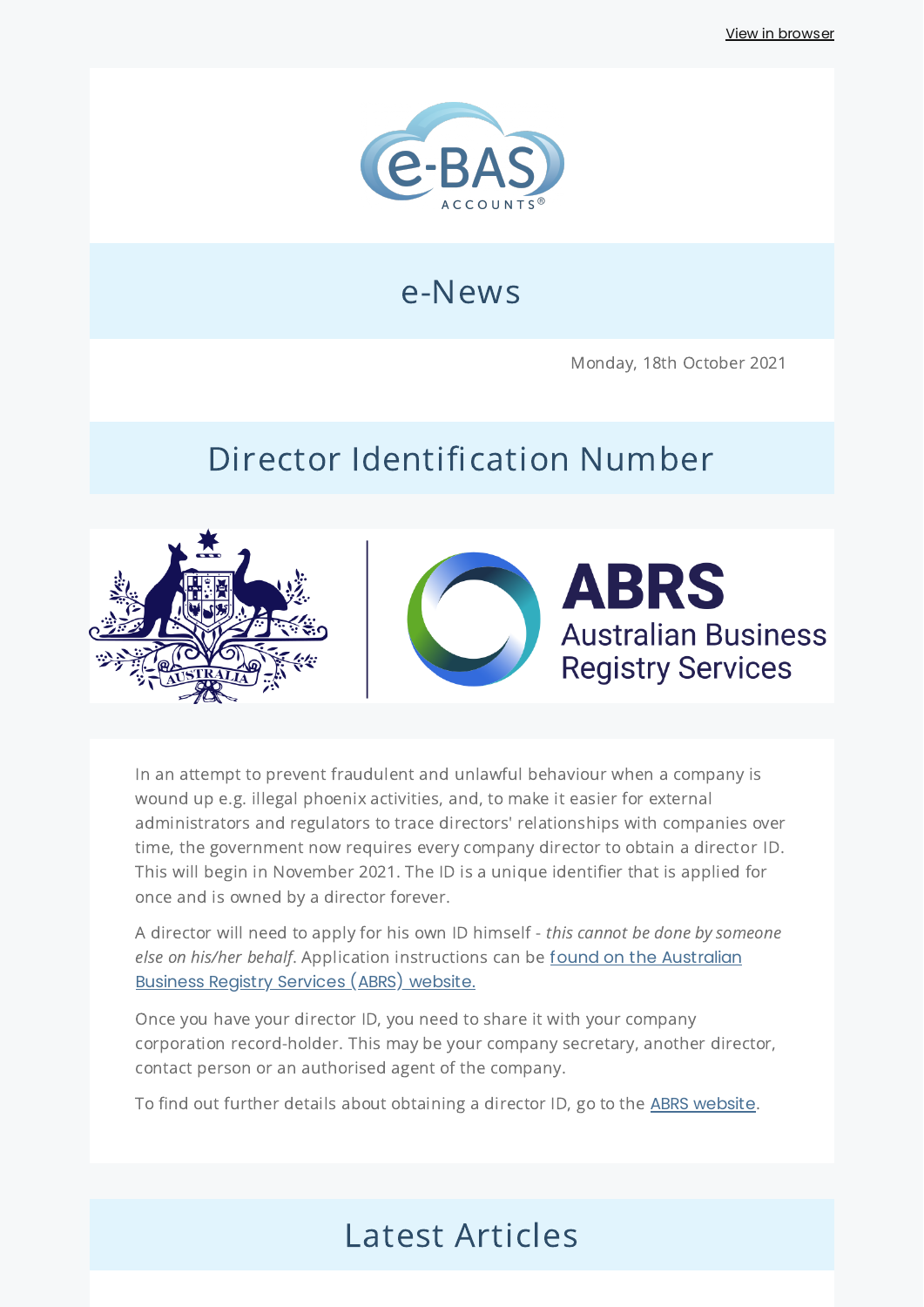[View in browser](#)

e-BAS ACCOUNTS®

# e-News

Monday, 18th October 2021

## Director Identification Number

ABRS Australian Business Registry Services

In an attempt to prevent fraudulent and unlawful behaviour when a company is wound up e.g. illegal phoenix activities, and, to make it easier for external administrators and regulators to trace directors' relationships with companies over time, the government now requires every company director to obtain a director ID. This will begin in November 2021. The ID is a unique identifier that is applied for once and is owned by a director forever.

A director will need to apply for his own ID himself - *this cannot be done by someone else on his/her behalf*. Application instructions can be [found on the Australian Business Registry Services (ABRS) website.](#)

Once you have your director ID, you need to share it with your company corporation record-holder. This may be your company secretary, another director, contact person or an authorised agent of the company.

To find out further details about obtaining a director ID, go to the [ABRS website](#).

## Latest Articles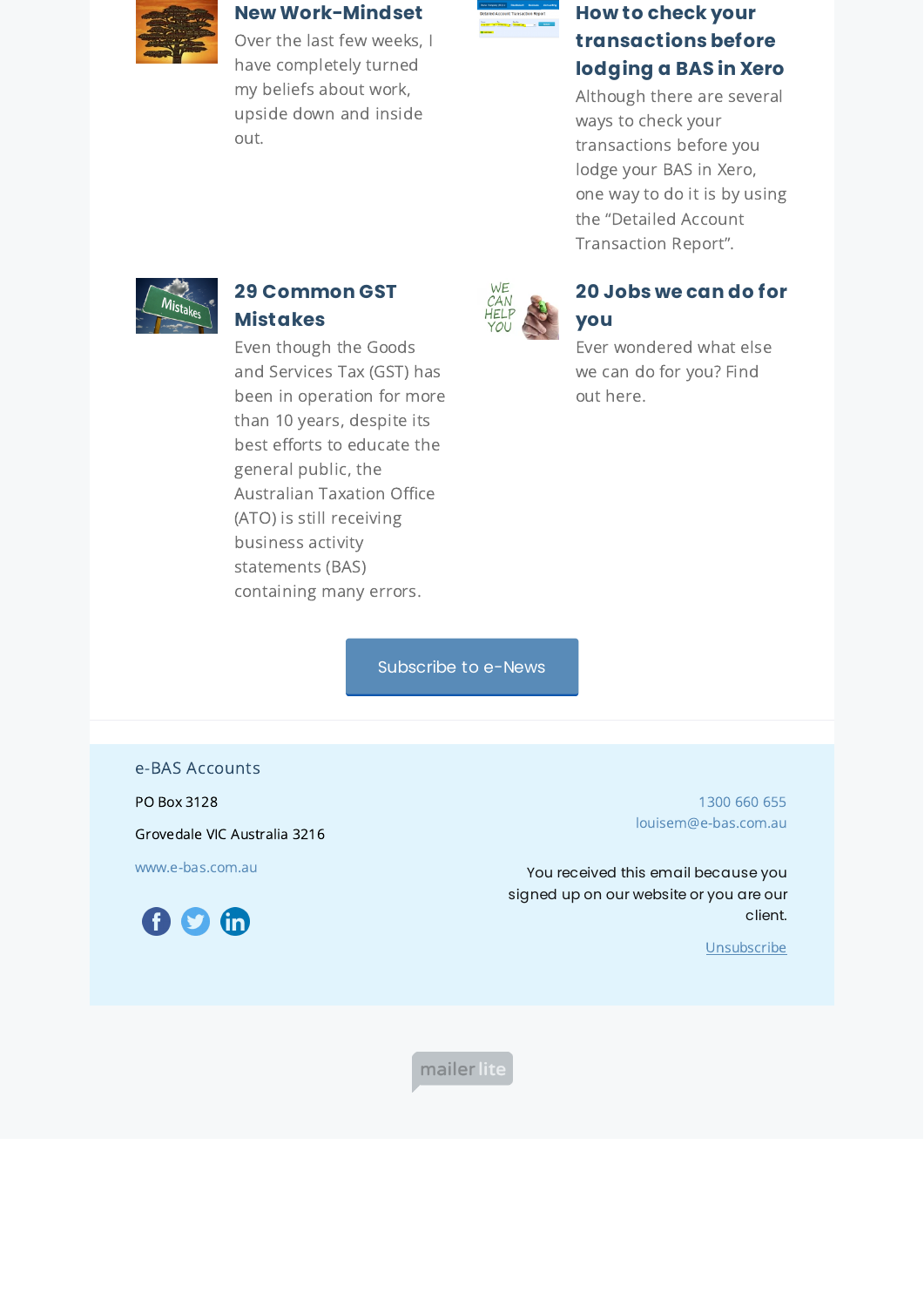### New Work-Mindset

Over the last few weeks, I have completely turned my beliefs about work, upside down and inside out.

### How to check your transactions before lodging a BAS in Xero

Although there are several ways to check your transactions before you lodge your BAS in Xero, one way to do it is by using the “Detailed Account Transaction Report”.

### 29 Common GST Mistakes

Even though the Goods and Services Tax (GST) has been in operation for more than 10 years, despite its best efforts to educate the general public, the Australian Taxation Office (ATO) is still receiving business activity statements (BAS) containing many errors.

### 20 Jobs we can do for you

Ever wondered what else we can do for you? Find out here.

Subscribe to e-News

e-BAS Accounts

PO Box 3128

Grovedale VIC Australia 3216

www.e-bas.com.au

1300 660 655
louisem@e-bas.com.au

You received this email because you signed up on our website or you are our client.

Unsubscribe

mailerlite